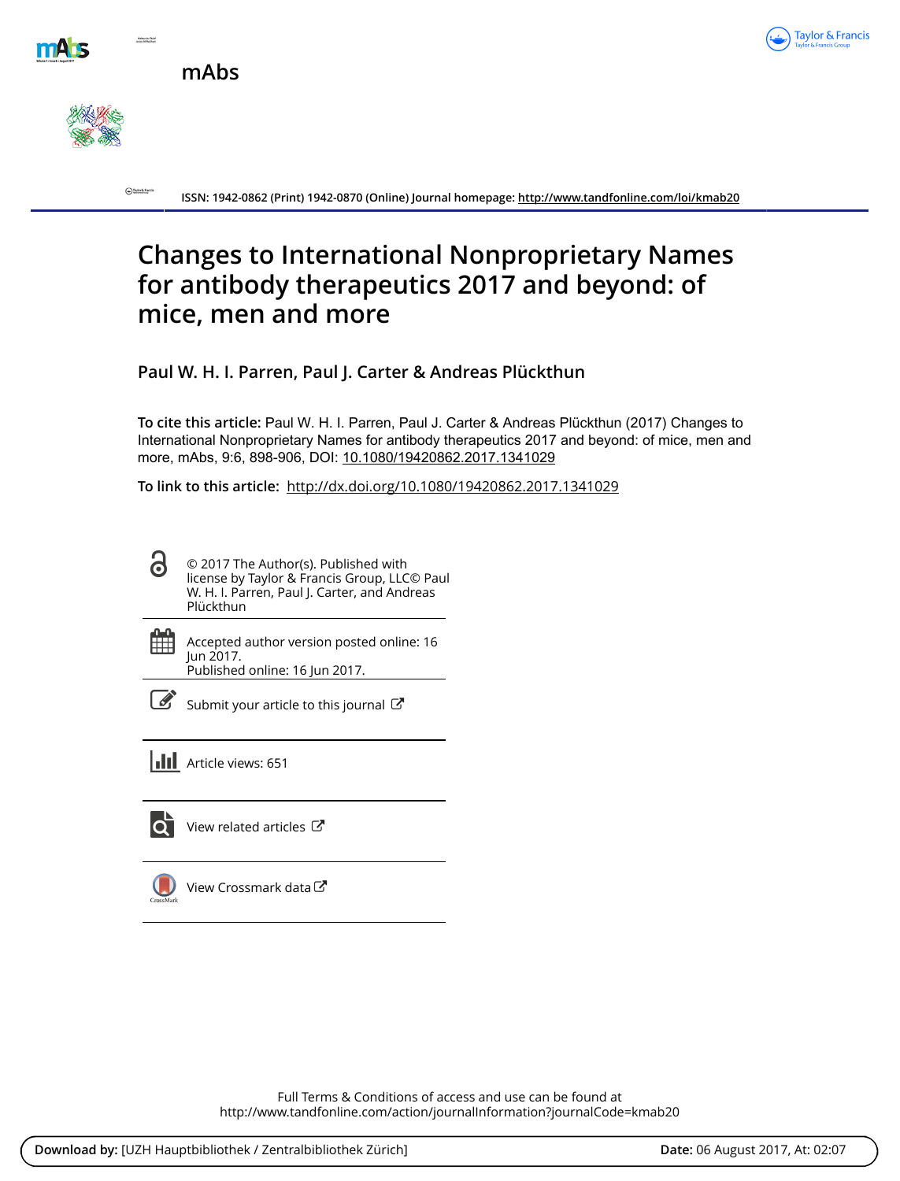mAbs

ISSN: 1942-0862 (Print) 1942-0870 (Online) Journal homepage: http://www.tandfonline.com/loi/kmab20

# Changes to International Nonproprietary Names for antibody therapeutics 2017 and beyond: of mice, men and more

**Paul W. H. I. Parren, Paul J. Carter & Andreas Plückthun**

**To cite this article:** Paul W. H. I. Parren, Paul J. Carter & Andreas Plückthun (2017) Changes to International Nonproprietary Names for antibody therapeutics 2017 and beyond: of mice, men and more, mAbs, 9:6, 898-906, DOI: 10.1080/19420862.2017.1341029

**To link to this article:** http://dx.doi.org/10.1080/19420862.2017.1341029

© 2017 The Author(s). Published with license by Taylor & Francis Group, LLC© Paul W. H. I. Parren, Paul J. Carter, and Andreas Plückthun

Accepted author version posted online: 16 Jun 2017.
Published online: 16 Jun 2017.

Submit your article to this journal

Article views: 651

View related articles

View Crossmark data

Full Terms & Conditions of access and use can be found at
http://www.tandfonline.com/action/journalInformation?journalCode=kmab20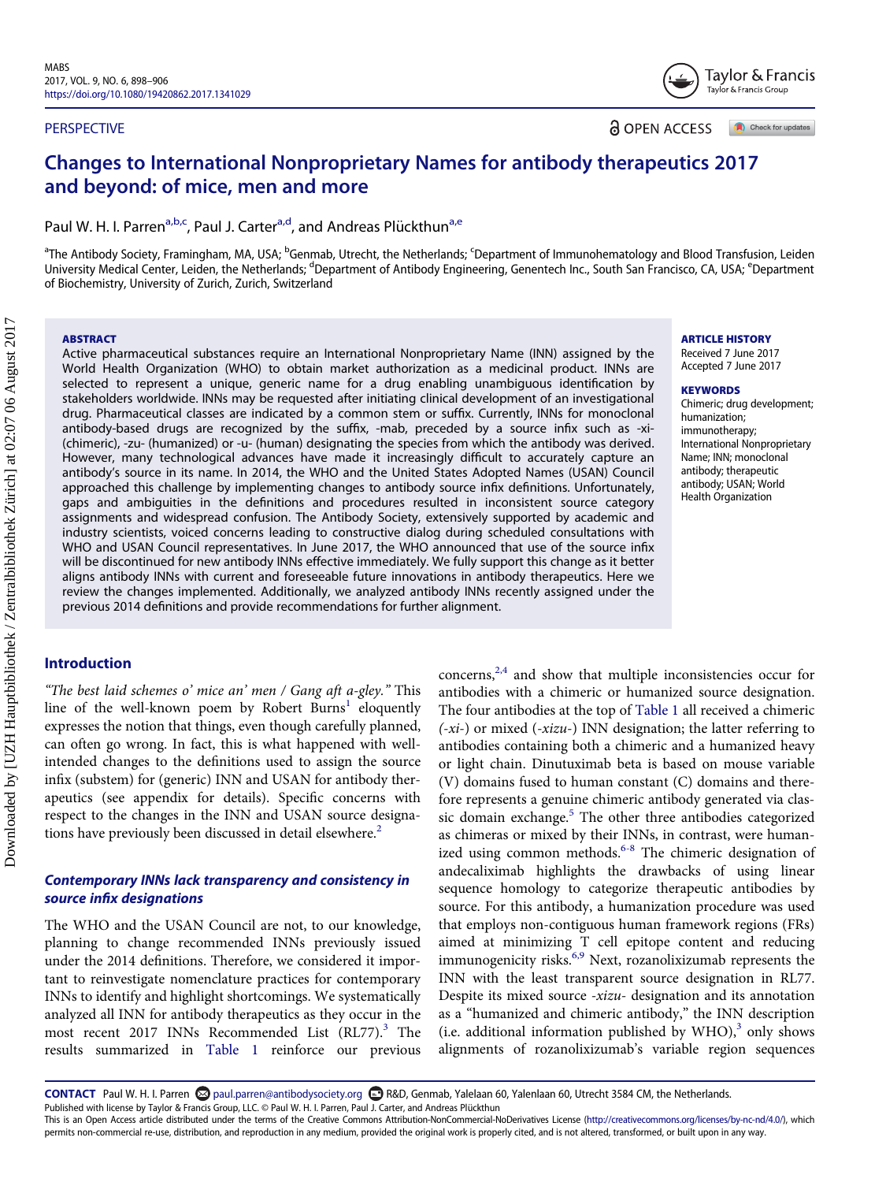PERSPECTIVE

# Changes to International Nonproprietary Names for antibody therapeutics 2017 and beyond: of mice, men and more

Paul W. H. I. Parren[a,b,c], Paul J. Carter[a,d], and Andreas Plückthun[a,e]

[a]The Antibody Society, Framingham, MA, USA; [b]Genmab, Utrecht, the Netherlands; [c]Department of Immunohematology and Blood Transfusion, Leiden University Medical Center, Leiden, the Netherlands; [d]Department of Antibody Engineering, Genentech Inc., South San Francisco, CA, USA; [e]Department of Biochemistry, University of Zurich, Zurich, Switzerland

## ABSTRACT

Active pharmaceutical substances require an International Nonproprietary Name (INN) assigned by the World Health Organization (WHO) to obtain market authorization as a medicinal product. INNs are selected to represent a unique, generic name for a drug enabling unambiguous identification by stakeholders worldwide. INNs may be requested after initiating clinical development of an investigational drug. Pharmaceutical classes are indicated by a common stem or suffix. Currently, INNs for monoclonal antibody-based drugs are recognized by the suffix, -mab, preceded by a source infix such as -xi- (chimeric), -zu- (humanized) or -u- (human) designating the species from which the antibody was derived. However, many technological advances have made it increasingly difficult to accurately capture an antibody's source in its name. In 2014, the WHO and the United States Adopted Names (USAN) Council approached this challenge by implementing changes to antibody source infix definitions. Unfortunately, gaps and ambiguities in the definitions and procedures resulted in inconsistent source category assignments and widespread confusion. The Antibody Society, extensively supported by academic and industry scientists, voiced concerns leading to constructive dialog during scheduled consultations with WHO and USAN Council representatives. In June 2017, the WHO announced that use of the source infix will be discontinued for new antibody INNs effective immediately. We fully support this change as it better aligns antibody INNs with current and foreseeable future innovations in antibody therapeutics. Here we review the changes implemented. Additionally, we analyzed antibody INNs recently assigned under the previous 2014 definitions and provide recommendations for further alignment.

**ARTICLE HISTORY**
Received 7 June 2017
Accepted 7 June 2017

**KEYWORDS**
Chimeric; drug development; humanization; immunotherapy; International Nonproprietary Name; INN; monoclonal antibody; therapeutic antibody; USAN; World Health Organization

## Introduction

*"The best laid schemes o' mice an' men / Gang aft a-gley."* This line of the well-known poem by Robert Burns[1] eloquently expresses the notion that things, even though carefully planned, can often go wrong. In fact, this is what happened with well-intended changes to the definitions used to assign the source infix (substem) for (generic) INN and USAN for antibody therapeutics (see appendix for details). Specific concerns with respect to the changes in the INN and USAN source designations have previously been discussed in detail elsewhere.[2]

### *Contemporary INNs lack transparency and consistency in source infix designations*

The WHO and the USAN Council are not, to our knowledge, planning to change recommended INNs previously issued under the 2014 definitions. Therefore, we considered it important to reinvestigate nomenclature practices for contemporary INNs to identify and highlight shortcomings. We systematically analyzed all INN for antibody therapeutics as they occur in the most recent 2017 INNs Recommended List (RL77).[3] The results summarized in Table 1 reinforce our previous concerns,[2,4] and show that multiple inconsistencies occur for antibodies with a chimeric or humanized source designation. The four antibodies at the top of Table 1 all received a chimeric (*-xi-*) or mixed (*-xizu-*) INN designation; the latter referring to antibodies containing both a chimeric and a humanized heavy or light chain. Dinutuximab beta is based on mouse variable (V) domains fused to human constant (C) domains and therefore represents a genuine chimeric antibody generated via classic domain exchange.[5] The other three antibodies categorized as chimeras or mixed by their INNs, in contrast, were humanized using common methods.[6-8] The chimeric designation of andecaliximab highlights the drawbacks of using linear sequence homology to categorize therapeutic antibodies by source. For this antibody, a humanization procedure was used that employs non-contiguous human framework regions (FRs) aimed at minimizing T cell epitope content and reducing immunogenicity risks.[6,9] Next, rozanolixizumab represents the INN with the least transparent source designation in RL77. Despite its mixed source *-xizu-* designation and its annotation as a "humanized and chimeric antibody," the INN description (i.e. additional information published by WHO),[3] only shows alignments of rozanolixizumab's variable region sequences

**CONTACT** Paul W. H. I. Parren paul.parren@antibodysociety.org R&D, Genmab, Yalelaan 60, Yalenlaan 60, Utrecht 3584 CM, the Netherlands.
Published with license by Taylor & Francis Group, LLC. © Paul W. H. I. Parren, Paul J. Carter, and Andreas Plückthun
This is an Open Access article distributed under the terms of the Creative Commons Attribution-NonCommercial-NoDerivatives License (http://creativecommons.org/licenses/by-nc-nd/4.0/), which permits non-commercial re-use, distribution, and reproduction in any medium, provided the original work is properly cited, and is not altered, transformed, or built upon in any way.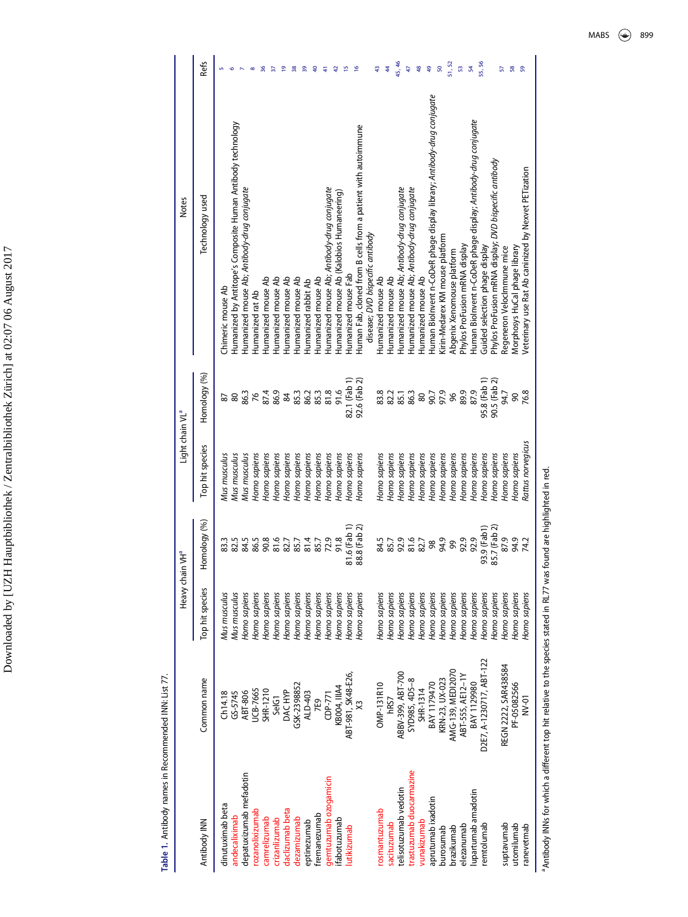**Table 1.** Antibody names in Recommended INN: List 77.

| Antibody INN | Common name | Heavy chain VH[a] | | Light chain VL[a] | | Notes | Refs |
|---|---|---|---|---|---|---|---|
| | | Top hit species | Homology (%) | Top hit species | Homology (%) | Technology used | |
| dinutuximab beta | Ch14.18 | *Mus musculus* | 83.3 | *Mus musculus* | 87 | Chimeric mouse Ab | 5 |
| andecaliximab | GS-5745 | *Mus musculus* | 82.5 | *Mus musculus* | 80 | Humanized by Antitope's Composite Human Antibody technology | 6 |
| depatuxizumab mafodotin | ABT-806 | *Homo sapiens* | 84.5 | *Mus musculus* | 86.3 | Humanized mouse Ab; *Antibody-drug conjugate* | 7 |
| rozanolixizumab | UCB-7665 | *Homo sapiens* | 86.5 | *Homo sapiens* | 76 | Humanized rat Ab | 8 |
| camrelizumab | SHR-1210 | *Homo sapiens* | 90.8 | *Homo sapiens* | 87.4 | Humanized mouse Ab | 36 |
| crizanlizumab | SelG1 | *Homo sapiens* | 81.6 | *Homo sapiens* | 86.9 | Humanized mouse Ab | 37 |
| daclizumab beta | DAC HYP | *Homo sapiens* | 82.7 | *Homo sapiens* | 84 | Humanized mouse Ab | 19 |
| dezamizumab | GSK-2398852 | *Homo sapiens* | 85.7 | *Homo sapiens* | 85.3 | Humanized mouse Ab | 38 |
| eptinezumab | ALD-403 | *Homo sapiens* | 81.4 | *Homo sapiens* | 86.2 | Humanized rabbit Ab | 39 |
| fremanezumab | 7E9 | *Homo sapiens* | 85.7 | *Homo sapiens* | 85.3 | Humanized mouse Ab | 40 |
| gemtuzumab ozogamicin | CDP-771 | *Homo sapiens* | 72.9 | *Homo sapiens* | 81.8 | Humanized mouse Ab; *Antibody-drug conjugate* | 41 |
| ifabotuzumab | KB004, IIIA4 | *Homo sapiens* | 91.8 | *Homo sapiens* | 91.6 | Humanized mouse Ab (Kalobios Humaneering) | 42 |
| lutikizumab | ABT-981, SK48-E26, X3 | *Homo sapiens* | 81.6 (Fab 1) | *Homo sapiens* | 82.1 (Fab 1) | Humanized mouse Fab | 15 |
| | | *Homo sapiens* | 88.8 (Fab 2) | *Homo sapiens* | 92.6 (Fab 2) | Human Fab, cloned from B cells from a patient with autoimmune disease; *DVD bispecific antibody* | 16 |
| rosmantuzumab | OMP-131R10 | *Homo sapiens* | 84.5 | *Homo sapiens* | 83.8 | Humanized mouse Ab | 43 |
| sacituzumab | hRS7 | *Homo sapiens* | 85.7 | *Homo sapiens* | 82.2 | Humanized mouse Ab | 44 |
| telisotuzumab vedotin | ABBV-399, ABT-700 | *Homo sapiens* | 92.9 | *Homo sapiens* | 85.1 | Humanized mouse Ab; *Antibody-drug conjugate* | 45, 46 |
| trastuzumab duocarmazine | SYD985, 4D5–8 | *Homo sapiens* | 81.6 | *Homo sapiens* | 86.3 | Humanized mouse Ab; *Antibody-drug conjugate* | 47 |
| vunakizumab | SHR-1314 | *Homo sapiens* | 82.7 | *Homo sapiens* | 80 | Humanized mouse Ab | 48 |
| aprutumab ixadotin | BAY 1179470 | *Homo sapiens* | 98 | *Homo sapiens* | 90.7 | Human BioInvent n-CoDeR phage display library; *Antibody-drug conjugate* | 49 |
| burosumab | KRN-23, UX-023 | *Homo sapiens* | 94.9 | *Homo sapiens* | 97.9 | Kirin-Medarex KM mouse platform | 50 |
| brazikumab | AMG-139, MEDI2070 | *Homo sapiens* | 99 | *Homo sapiens* | 96 | Abgenix Xenomouse platform | 51, 52 |
| elezanumab | ABT-555, AE12–1Y | *Homo sapiens* | 92.9 | *Homo sapiens* | 89.9 | Phylos ProFusion mRNA display | 53 |
| lupartumab amadotin | BAY 1129980 | *Homo sapiens* | 92.9 | *Homo sapiens* | 87.9 | Human BioInvent n-CoDeR phage display; *Antibody-drug conjugate* | 54 |
| remtolumab | D2E7, A-1230717, ABT-122 | *Homo sapiens* | 93.9 (Fab1) | *Homo sapiens* | 95.8 (Fab 1) | Guided selection phage display | 55, 56 |
| | | *Homo sapiens* | 85.7 (Fab 2) | *Homo sapiens* | 90.5 (Fab 2) | Phylos ProFusion mRNA display; *DVD bispecific antibody* | |
| suptavumab | REGN 2222, SAR438584 | *Homo sapiens* | 87.9 | *Homo sapiens* | 94.7 | Regeneron VelocImmune mice | 57 |
| utomilumab | PF-05082566 | *Homo sapiens* | 94.9 | *Homo sapiens* | 90 | Morphosys HuCal phage library | 58 |
| ranevetmab | NV-01 | *Homo sapiens* | 74.2 | *Rattus norvegicus* | 76.8 | Veterinary use Rat Ab caninized by Nexvet PETization | 59 |

[a]Antibody INNs for which a different top hit relative to the species stated in RL77 was found are highlighted in red.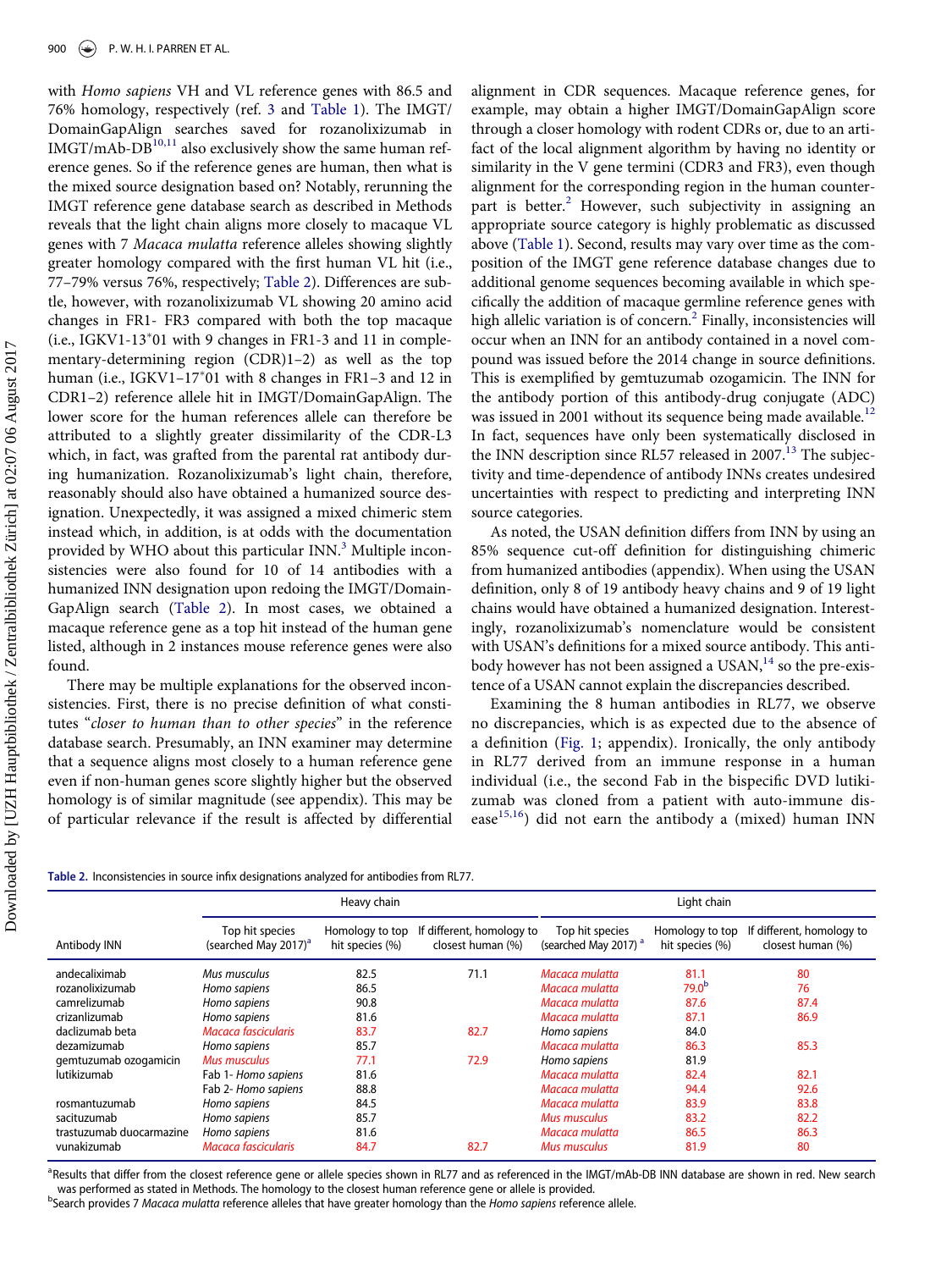with *Homo sapiens* VH and VL reference genes with 86.5 and 76% homology, respectively (ref. 3 and Table 1). The IMGT/DomainGapAlign searches saved for rozanolixizumab in IMGT/mAb-DB[10,11] also exclusively show the same human reference genes. So if the reference genes are human, then what is the mixed source designation based on? Notably, rerunning the IMGT reference gene database search as described in Methods reveals that the light chain aligns more closely to macaque VL genes with 7 *Macaca mulatta* reference alleles showing slightly greater homology compared with the first human VL hit (i.e., 77–79% versus 76%, respectively; Table 2). Differences are subtle, however, with rozanolixizumab VL showing 20 amino acid changes in FR1- FR3 compared with both the top macaque (i.e., IGKV1-13*01 with 9 changes in FR1-3 and 11 in complementary-determining region (CDR)1–2) as well as the top human (i.e., IGKV1–17*01 with 8 changes in FR1–3 and 12 in CDR1–2) reference allele hit in IMGT/DomainGapAlign. The lower score for the human references allele can therefore be attributed to a slightly greater dissimilarity of the CDR-L3 which, in fact, was grafted from the parental rat antibody during humanization. Rozanolixizumab's light chain, therefore, reasonably should also have obtained a humanized source designation. Unexpectedly, it was assigned a mixed chimeric stem instead which, in addition, is at odds with the documentation provided by WHO about this particular INN.[3] Multiple inconsistencies were also found for 10 of 14 antibodies with a humanized INN designation upon redoing the IMGT/DomainGapAlign search (Table 2). In most cases, we obtained a macaque reference gene as a top hit instead of the human gene listed, although in 2 instances mouse reference genes were also found.

There may be multiple explanations for the observed inconsistencies. First, there is no precise definition of what constitutes "*closer to human than to other species*" in the reference database search. Presumably, an INN examiner may determine that a sequence aligns most closely to a human reference gene even if non-human genes score slightly higher but the observed homology is of similar magnitude (see appendix). This may be of particular relevance if the result is affected by differential alignment in CDR sequences. Macaque reference genes, for example, may obtain a higher IMGT/DomainGapAlign score through a closer homology with rodent CDRs or, due to an artifact of the local alignment algorithm by having no identity or similarity in the V gene termini (CDR3 and FR3), even though alignment for the corresponding region in the human counterpart is better.[2] However, such subjectivity in assigning an appropriate source category is highly problematic as discussed above (Table 1). Second, results may vary over time as the composition of the IMGT gene reference database changes due to additional genome sequences becoming available in which specifically the addition of macaque germline reference genes with high allelic variation is of concern.[2] Finally, inconsistencies will occur when an INN for an antibody contained in a novel compound was issued before the 2014 change in source definitions. This is exemplified by gemtuzumab ozogamicin. The INN for the antibody portion of this antibody-drug conjugate (ADC) was issued in 2001 without its sequence being made available.[12] In fact, sequences have only been systematically disclosed in the INN description since RL57 released in 2007.[13] The subjectivity and time-dependence of antibody INNs creates undesired uncertainties with respect to predicting and interpreting INN source categories.

As noted, the USAN definition differs from INN by using an 85% sequence cut-off definition for distinguishing chimeric from humanized antibodies (appendix). When using the USAN definition, only 8 of 19 antibody heavy chains and 9 of 19 light chains would have obtained a humanized designation. Interestingly, rozanolixizumab's nomenclature would be consistent with USAN's definitions for a mixed source antibody. This antibody however has not been assigned a USAN,[14] so the pre-existence of a USAN cannot explain the discrepancies described.

Examining the 8 human antibodies in RL77, we observe no discrepancies, which is as expected due to the absence of a definition (Fig. 1; appendix). Ironically, the only antibody in RL77 derived from an immune response in a human individual (i.e., the second Fab in the bispecific DVD lutikizumab was cloned from a patient with auto-immune disease[15,16]) did not earn the antibody a (mixed) human INN

**Table 2.** Inconsistencies in source infix designations analyzed for antibodies from RL77.

| | Heavy chain | | | Light chain | | |
|---|---|---|---|---|---|---|
| Antibody INN | Top hit species (searched May 2017)[a] | Homology to top hit species (%) | If different, homology to closest human (%) | Top hit species (searched May 2017)[a] | Homology to top hit species (%) | If different, homology to closest human (%) |
| andecaliximab | *Mus musculus* | 82.5 | 71.1 | *Macaca mulatta* | 81.1 | 80 |
| rozanolixizumab | *Homo sapiens* | 86.5 | | *Macaca mulatta* | 79.0[b] | 76 |
| camrelizumab | *Homo sapiens* | 90.8 | | *Macaca mulatta* | 87.6 | 87.4 |
| crizanlizumab | *Homo sapiens* | 81.6 | | *Macaca mulatta* | 87.1 | 86.9 |
| daclizumab beta | *Macaca fascicularis* | 83.7 | 82.7 | *Homo sapiens* | 84.0 | |
| dezamizumab | *Homo sapiens* | 85.7 | | *Macaca mulatta* | 86.3 | 85.3 |
| gemtuzumab ozogamicin | *Mus musculus* | 77.1 | 72.9 | *Homo sapiens* | 81.9 | |
| lutikizumab | Fab 1- *Homo sapiens* | 81.6 | | *Macaca mulatta* | 82.4 | 82.1 |
| | Fab 2- *Homo sapiens* | 88.8 | | *Macaca mulatta* | 94.4 | 92.6 |
| rosmantuzumab | *Homo sapiens* | 84.5 | | *Macaca mulatta* | 83.9 | 83.8 |
| sacituzumab | *Homo sapiens* | 85.7 | | *Mus musculus* | 83.2 | 82.2 |
| trastuzumab duocarmazine | *Homo sapiens* | 81.6 | | *Macaca mulatta* | 86.5 | 86.3 |
| vunakizumab | *Macaca fascicularis* | 84.7 | 82.7 | *Mus musculus* | 81.9 | 80 |

[a]Results that differ from the closest reference gene or allele species shown in RL77 and as referenced in the IMGT/mAb-DB INN database are shown in red. New search was performed as stated in Methods. The homology to the closest human reference gene or allele is provided.
[b]Search provides 7 *Macaca mulatta* reference alleles that have greater homology than the *Homo sapiens* reference allele.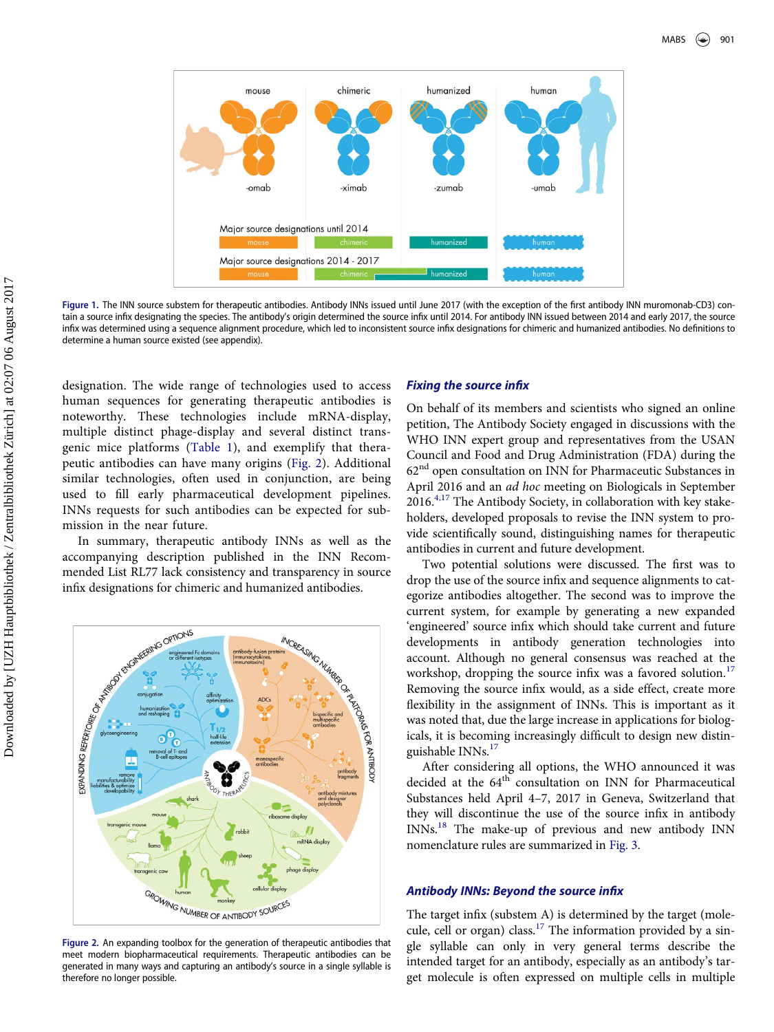Figure 1. The INN source substem for therapeutic antibodies. Antibody INNs issued until June 2017 (with the exception of the first antibody INN muromonab-CD3) contain a source infix designating the species. The antibody's origin determined the source infix until 2014. For antibody INN issued between 2014 and early 2017, the source infix was determined using a sequence alignment procedure, which led to inconsistent source infix designations for chimeric and humanized antibodies. No definitions to determine a human source existed (see appendix).

designation. The wide range of technologies used to access human sequences for generating therapeutic antibodies is noteworthy. These technologies include mRNA-display, multiple distinct phage-display and several distinct transgenic mice platforms (Table 1), and exemplify that therapeutic antibodies can have many origins (Fig. 2). Additional similar technologies, often used in conjunction, are being used to fill early pharmaceutical development pipelines. INNs requests for such antibodies can be expected for submission in the near future.

In summary, therapeutic antibody INNs as well as the accompanying description published in the INN Recommended List RL77 lack consistency and transparency in source infix designations for chimeric and humanized antibodies.

Figure 2. An expanding toolbox for the generation of therapeutic antibodies that meet modern biopharmaceutical requirements. Therapeutic antibodies can be generated in many ways and capturing an antibody's source in a single syllable is therefore no longer possible.

## Fixing the source infix

On behalf of its members and scientists who signed an online petition, The Antibody Society engaged in discussions with the WHO INN expert group and representatives from the USAN Council and Food and Drug Administration (FDA) during the 62nd open consultation on INN for Pharmaceutical Substances in April 2016 and an *ad hoc* meeting on Biologicals in September 2016.[4,17] The Antibody Society, in collaboration with key stakeholders, developed proposals to revise the INN system to provide scientifically sound, distinguishing names for therapeutic antibodies in current and future development.

Two potential solutions were discussed. The first was to drop the use of the source infix and sequence alignments to categorize antibodies altogether. The second was to improve the current system, for example by generating a new expanded 'engineered' source infix which should take current and future developments in antibody generation technologies into account. Although no general consensus was reached at the workshop, dropping the source infix was a favored solution.[17] Removing the source infix would, as a side effect, create more flexibility in the assignment of INNs. This is important as it was noted that, due the large increase in applications for biologicals, it is becoming increasingly difficult to design new distinguishable INNs.[17]

After considering all options, the WHO announced it was decided at the 64th consultation on INN for Pharmaceutical Substances held April 4–7, 2017 in Geneva, Switzerland that they will discontinue the use of the source infix in antibody INNs.[18] The make-up of previous and new antibody INN nomenclature rules are summarized in Fig. 3.

## Antibody INNs: Beyond the source infix

The target infix (substem A) is determined by the target (molecule, cell or organ) class.[17] The information provided by a single syllable can only in very general terms describe the intended target for an antibody, especially as an antibody's target molecule is often expressed on multiple cells in multiple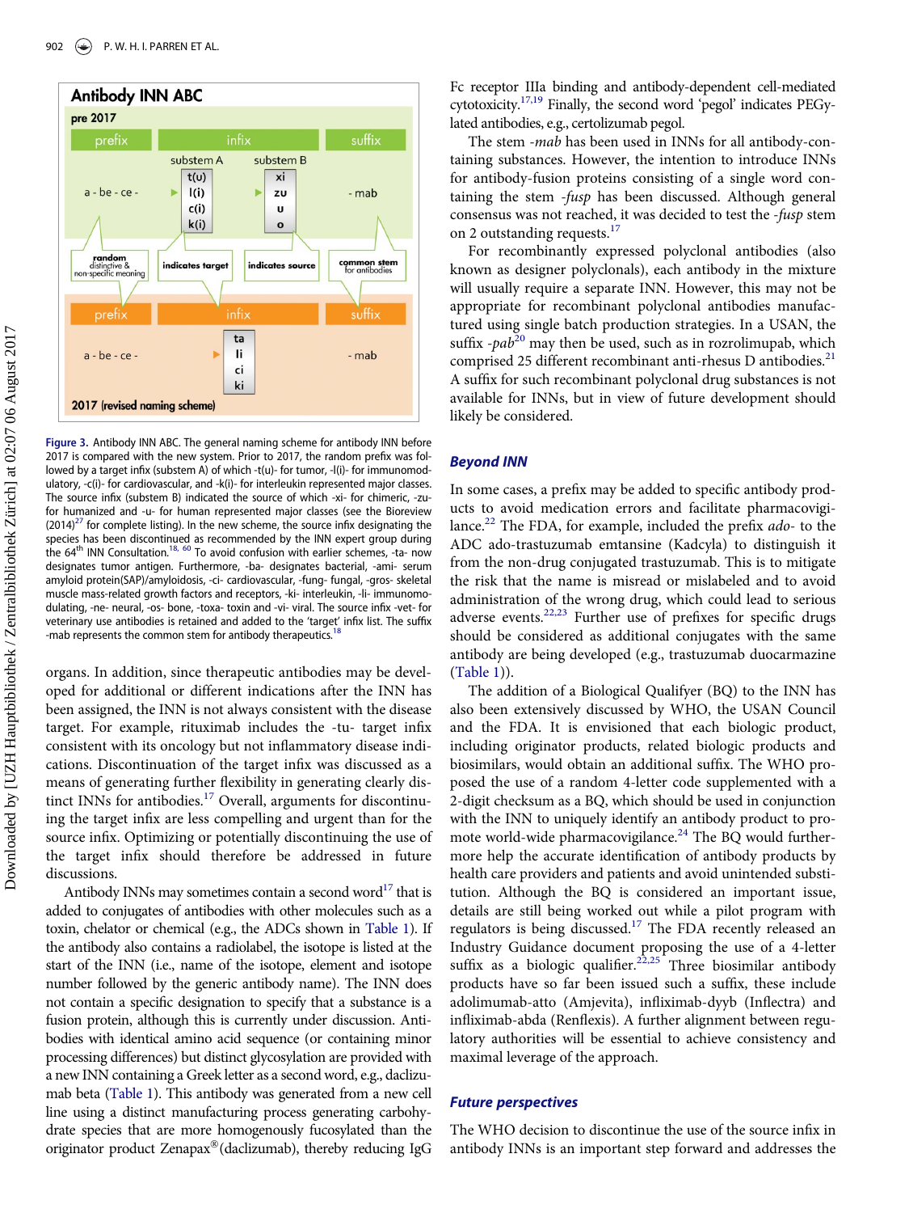Antibody INN ABC

pre 2017

| prefix | infix | | suffix |
|---|---|---|---|
| | substem A | substem B | |
| a - be - ce - | t(u), l(i), c(i), k(i) | xi, zu, u, o | - mab |
| random distinctive & non-specific meaning | indicates target | indicates source | common stem for antibodies |

| prefix | infix | suffix |
|---|---|---|
| a - be - ce - | ta, li, ci, ki | - mab |

2017 (revised naming scheme)

**Figure 3.** Antibody INN ABC. The general naming scheme for antibody INN before 2017 is compared with the new system. Prior to 2017, the random prefix was followed by a target infix (substem A) of which -t(u)- for tumor, -l(i)- for immunomodulatory, -c(i)- for cardiovascular, and -k(i)- for interleukin represented major classes. The source infix (substem B) indicated the source of which -xi- for chimeric, -zu- for humanized and -u- for human represented major classes (see the Bioreview (2014)[27] for complete listing). In the new scheme, the source infix designating the species has been discontinued as recommended by the INN expert group during the 64th INN Consultation.[18, 60] To avoid confusion with earlier schemes, -ta- now designates tumor antigen. Furthermore, -ba- designates bacterial, -ami- serum amyloid protein(SAP)/amyloidosis, -ci- cardiovascular, -fung- fungal, -gros- skeletal muscle mass-related growth factors and receptors, -ki- interleukin, -li- immunomodulating, -ne- neural, -os- bone, -toxa- toxin and -vi- viral. The source infix -vet- for veterinary use antibodies is retained and added to the 'target' infix list. The suffix -mab represents the common stem for antibody therapeutics.[18]

organs. In addition, since therapeutic antibodies may be developed for additional or different indications after the INN has been assigned, the INN is not always consistent with the disease target. For example, rituximab includes the -tu- target infix consistent with its oncology but not inflammatory disease indications. Discontinuation of the target infix was discussed as a means of generating further flexibility in generating clearly distinct INNs for antibodies.[17] Overall, arguments for discontinuing the target infix are less compelling and urgent than for the source infix. Optimizing or potentially discontinuing the use of the target infix should therefore be addressed in future discussions.

Antibody INNs may sometimes contain a second word[17] that is added to conjugates of antibodies with other molecules such as a toxin, chelator or chemical (e.g., the ADCs shown in Table 1). If the antibody also contains a radiolabel, the isotope is listed at the start of the INN (i.e., name of the isotope, element and isotope number followed by the generic antibody name). The INN does not contain a specific designation to specify that a substance is a fusion protein, although this is currently under discussion. Antibodies with identical amino acid sequence (or containing minor processing differences) but distinct glycosylation are provided with a new INN containing a Greek letter as a second word, e.g., daclizumab beta (Table 1). This antibody was generated from a new cell line using a distinct manufacturing process generating carbohydrate species that are more homogenously fucosylated than the originator product Zenapax®(daclizumab), thereby reducing IgG Fc receptor IIIa binding and antibody-dependent cell-mediated cytotoxicity.[17,19] Finally, the second word 'pegol' indicates PEGylated antibodies, e.g., certolizumab pegol.

The stem *-mab* has been used in INNs for all antibody-containing substances. However, the intention to introduce INNs for antibody-fusion proteins consisting of a single word containing the stem *-fusp* has been discussed. Although general consensus was not reached, it was decided to test the *-fusp* stem on 2 outstanding requests.[17]

For recombinantly expressed polyclonal antibodies (also known as designer polyclonals), each antibody in the mixture will usually require a separate INN. However, this may not be appropriate for recombinant polyclonal antibodies manufactured using single batch production strategies. In a USAN, the suffix *-pab*[20] may then be used, such as in rozrolimupab, which comprised 25 different recombinant anti-rhesus D antibodies.[21] A suffix for such recombinant polyclonal drug substances is not available for INNs, but in view of future development should likely be considered.

## Beyond INN

In some cases, a prefix may be added to specific antibody products to avoid medication errors and facilitate pharmacovigilance.[22] The FDA, for example, included the prefix *ado-* to the ADC ado-trastuzumab emtansine (Kadcyla) to distinguish it from the non-drug conjugated trastuzumab. This is to mitigate the risk that the name is misread or mislabeled and to avoid administration of the wrong drug, which could lead to serious adverse events.[22,23] Further use of prefixes for specific drugs should be considered as additional conjugates with the same antibody are being developed (e.g., trastuzumab duocarmazine (Table 1)).

The addition of a Biological Qualifyer (BQ) to the INN has also been extensively discussed by WHO, the USAN Council and the FDA. It is envisioned that each biologic product, including originator products, related biologic products and biosimilars, would obtain an additional suffix. The WHO proposed the use of a random 4-letter code supplemented with a 2-digit checksum as a BQ, which should be used in conjunction with the INN to uniquely identify an antibody product to promote world-wide pharmacovigilance.[24] The BQ would furthermore help the accurate identification of antibody products by health care providers and patients and avoid unintended substitution. Although the BQ is considered an important issue, details are still being worked out while a pilot program with regulators is being discussed.[17] The FDA recently released an Industry Guidance document proposing the use of a 4-letter suffix as a biologic qualifier.[22,25] Three biosimilar antibody products have so far been issued such a suffix, these include adolimumab-atto (Amjevita), infliximab-dyyb (Inflectra) and infliximab-abda (Renflexis). A further alignment between regulatory authorities will be essential to achieve consistency and maximal leverage of the approach.

## Future perspectives

The WHO decision to discontinue the use of the source infix in antibody INNs is an important step forward and addresses the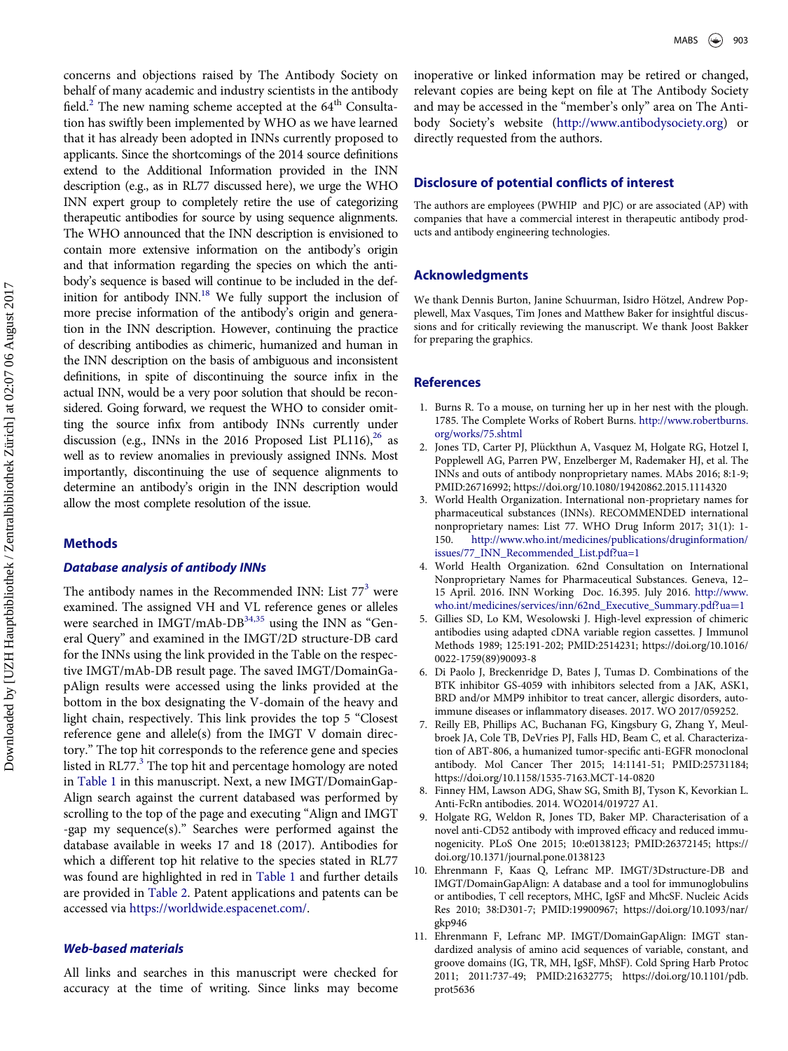concerns and objections raised by The Antibody Society on behalf of many academic and industry scientists in the antibody field.[2] The new naming scheme accepted at the 64th Consultation has swiftly been implemented by WHO as we have learned that it has already been adopted in INNs currently proposed to applicants. Since the shortcomings of the 2014 source definitions extend to the Additional Information provided in the INN description (e.g., as in RL77 discussed here), we urge the WHO INN expert group to completely retire the use of categorizing therapeutic antibodies for source by using sequence alignments. The WHO announced that the INN description is envisioned to contain more extensive information on the antibody's origin and that information regarding the species on which the antibody's sequence is based will continue to be included in the definition for antibody INN.[18] We fully support the inclusion of more precise information of the antibody's origin and generation in the INN description. However, continuing the practice of describing antibodies as chimeric, humanized and human in the INN description on the basis of ambiguous and inconsistent definitions, in spite of discontinuing the source infix in the actual INN, would be a very poor solution that should be reconsidered. Going forward, we request the WHO to consider omitting the source infix from antibody INNs currently under discussion (e.g., INNs in the 2016 Proposed List PL116),[26] as well as to review anomalies in previously assigned INNs. Most importantly, discontinuing the use of sequence alignments to determine an antibody's origin in the INN description would allow the most complete resolution of the issue.

## Methods

### *Database analysis of antibody INNs*

The antibody names in the Recommended INN: List 77[3] were examined. The assigned VH and VL reference genes or alleles were searched in IMGT/mAb-DB[34,35] using the INN as "General Query" and examined in the IMGT/2D structure-DB card for the INNs using the link provided in the Table on the respective IMGT/mAb-DB result page. The saved IMGT/DomainGapAlign results were accessed using the links provided at the bottom in the box designating the V-domain of the heavy and light chain, respectively. This link provides the top 5 "Closest reference gene and allele(s) from the IMGT V domain directory." The top hit corresponds to the reference gene and species listed in RL77.[3] The top hit and percentage homology are noted in Table 1 in this manuscript. Next, a new IMGT/DomainGapAlign search against the current databased was performed by scrolling to the top of the page and executing "Align and IMGT -gap my sequence(s)." Searches were performed against the database available in weeks 17 and 18 (2017). Antibodies for which a different top hit relative to the species stated in RL77 was found are highlighted in red in Table 1 and further details are provided in Table 2. Patent applications and patents can be accessed via https://worldwide.espacenet.com/.

### *Web-based materials*

All links and searches in this manuscript were checked for accuracy at the time of writing. Since links may become inoperative or linked information may be retired or changed, relevant copies are being kept on file at The Antibody Society and may be accessed in the "member's only" area on The Antibody Society's website (http://www.antibodysociety.org) or directly requested from the authors.

## Disclosure of potential conflicts of interest

The authors are employees (PWHIP and PJC) or are associated (AP) with companies that have a commercial interest in therapeutic antibody products and antibody engineering technologies.

## Acknowledgments

We thank Dennis Burton, Janine Schuurman, Isidro Hötzel, Andrew Popplewell, Max Vasques, Tim Jones and Matthew Baker for insightful discussions and for critically reviewing the manuscript. We thank Joost Bakker for preparing the graphics.

## References

1. Burns R. To a mouse, on turning her up in her nest with the plough. 1785. The Complete Works of Robert Burns. http://www.robertburns.org/works/75.shtml
2. Jones TD, Carter PJ, Plückthun A, Vasquez M, Holgate RG, Hotzel I, Popplewell AG, Parren PW, Enzelberger M, Rademaker HJ, et al. The INNs and outs of antibody nonproprietary names. MAbs 2016; 8:1-9; PMID:26716992; https://doi.org/10.1080/19420862.2015.1114320
3. World Health Organization. International non-proprietary names for pharmaceutical substances (INNs). RECOMMENDED international nonproprietary names: List 77. WHO Drug Inform 2017; 31(1): 1-150. http://www.who.int/medicines/publications/druginformation/issues/77_INN_Recommended_List.pdf?ua=1
4. World Health Organization. 62nd Consultation on International Nonproprietary Names for Pharmaceutical Substances. Geneva, 12–15 April. 2016. INN Working Doc. 16.395. July 2016. http://www.who.int/medicines/services/inn/62nd_Executive_Summary.pdf?ua=1
5. Gillies SD, Lo KM, Wesolowski J. High-level expression of chimeric antibodies using adapted cDNA variable region cassettes. J Immunol Methods 1989; 125:191-202; PMID:2514231; https://doi.org/10.1016/0022-1759(89)90093-8
6. Di Paolo J, Breckenridge D, Bates J, Tumas D. Combinations of the BTK inhibitor GS-4059 with inhibitors selected from a JAK, ASK1, BRD and/or MMP9 inhibitor to treat cancer, allergic disorders, autoimmune diseases or inflammatory diseases. 2017. WO 2017/059252.
7. Reilly EB, Phillips AC, Buchanan FG, Kingsbury G, Zhang Y, Meulbroek JA, Cole TB, DeVries PJ, Falls HD, Beam C, et al. Characterization of ABT-806, a humanized tumor-specific anti-EGFR monoclonal antibody. Mol Cancer Ther 2015; 14:1141-51; PMID:25731184; https://doi.org/10.1158/1535-7163.MCT-14-0820
8. Finney HM, Lawson ADG, Shaw SG, Smith BJ, Tyson K, Kevorkian L. Anti-FcRn antibodies. 2014. WO2014/019727 A1.
9. Holgate RG, Weldon R, Jones TD, Baker MP. Characterisation of a novel anti-CD52 antibody with improved efficacy and reduced immunogenicity. PLoS One 2015; 10:e0138123; PMID:26372145; https://doi.org/10.1371/journal.pone.0138123
10. Ehrenmann F, Kaas Q, Lefranc MP. IMGT/3Dstructure-DB and IMGT/DomainGapAlign: A database and a tool for immunoglobulins or antibodies, T cell receptors, MHC, IgSF and MhcSF. Nucleic Acids Res 2010; 38:D301-7; PMID:19900967; https://doi.org/10.1093/nar/gkp946
11. Ehrenmann F, Lefranc MP. IMGT/DomainGapAlign: IMGT standardized analysis of amino acid sequences of variable, constant, and groove domains (IG, TR, MH, IgSF, MhSF). Cold Spring Harb Protoc 2011; 2011:737-49; PMID:21632775; https://doi.org/10.1101/pdb.prot5636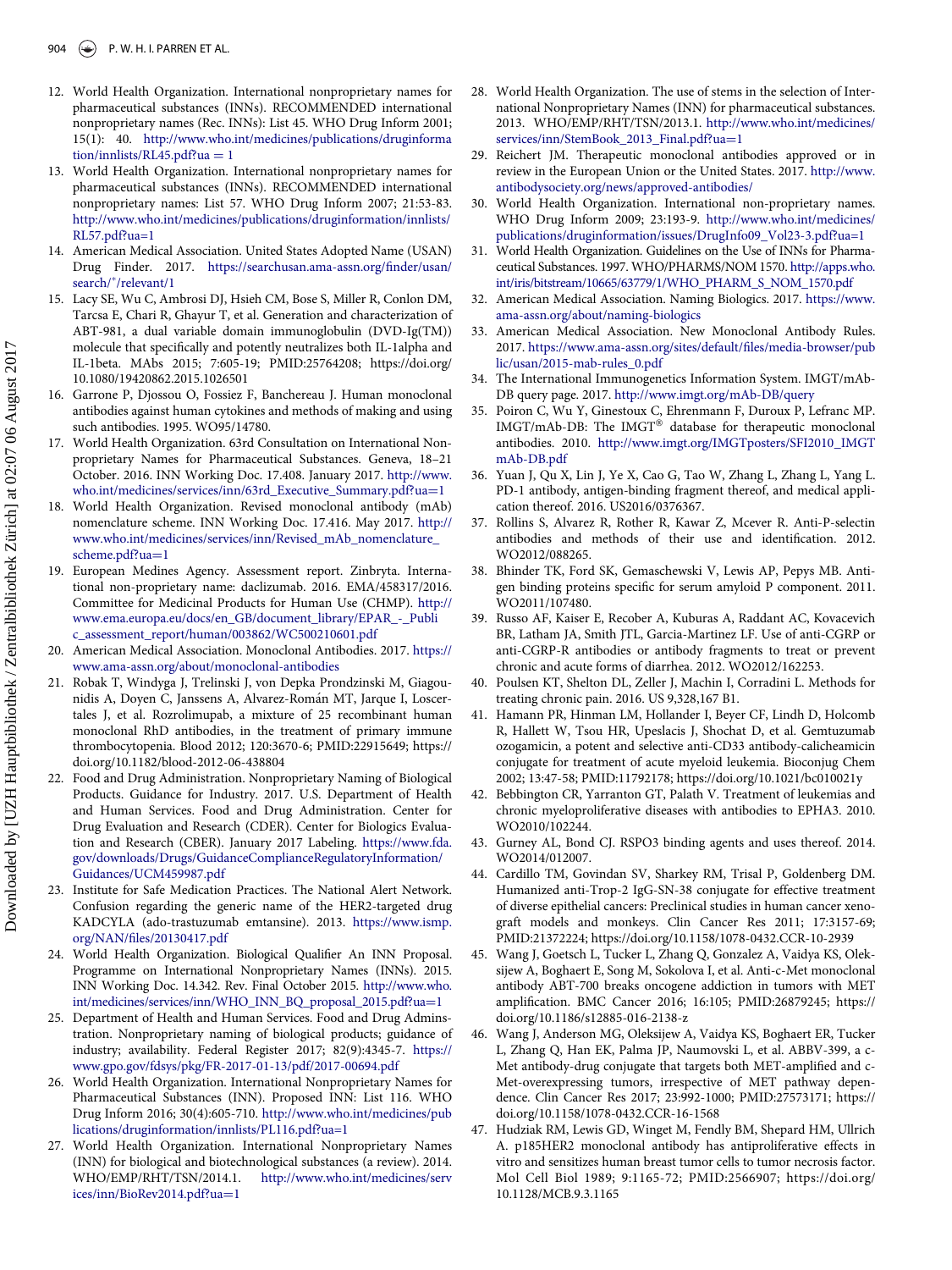12. World Health Organization. International nonproprietary names for pharmaceutical substances (INNs). RECOMMENDED international nonproprietary names (Rec. INNs): List 45. WHO Drug Inform 2001; 15(1): 40. http://www.who.int/medicines/publications/druginformation/innlists/RL45.pdf?ua = 1
13. World Health Organization. International nonproprietary names for pharmaceutical substances (INNs). RECOMMENDED international nonproprietary names: List 57. WHO Drug Inform 2007; 21:53-83. http://www.who.int/medicines/publications/druginformation/innlists/RL57.pdf?ua=1
14. American Medical Association. United States Adopted Name (USAN) Drug Finder. 2017. https://searchusan.ama-assn.org/finder/usan/search/*/relevant/1
15. Lacy SE, Wu C, Ambrosi DJ, Hsieh CM, Bose S, Miller R, Conlon DM, Tarcsa E, Chari R, Ghayur T, et al. Generation and characterization of ABT-981, a dual variable domain immunoglobulin (DVD-Ig(TM)) molecule that specifically and potently neutralizes both IL-1alpha and IL-1beta. MAbs 2015; 7:605-19; PMID:25764208; https://doi.org/10.1080/19420862.2015.1026501
16. Garrone P, Djossou O, Fossiez F, Banchereau J. Human monoclonal antibodies against human cytokines and methods of making and using such antibodies. 1995. WO95/14780.
17. World Health Organization. 63rd Consultation on International Nonproprietary Names for Pharmaceutical Substances. Geneva, 18–21 October. 2016. INN Working Doc. 17.408. January 2017. http://www.who.int/medicines/services/inn/63rd_Executive_Summary.pdf?ua=1
18. World Health Organization. Revised monoclonal antibody (mAb) nomenclature scheme. INN Working Doc. 17.416. May 2017. http://www.who.int/medicines/services/inn/Revised_mAb_nomenclature_scheme.pdf?ua=1
19. European Medines Agency. Assessment report. Zinbryta. International non-proprietary name: daclizumab. 2016. EMA/458317/2016. Committee for Medicinal Products for Human Use (CHMP). http://www.ema.europa.eu/docs/en_GB/document_library/EPAR_-_Public_assessment_report/human/003862/WC500210601.pdf
20. American Medical Association. Monoclonal Antibodies. 2017. https://www.ama-assn.org/about/monoclonal-antibodies
21. Robak T, Windyga J, Trelinski J, von Depka Prondzinski M, Giagounidis A, Doyen C, Janssens A, Alvarez-Román MT, Jarque I, Loscertales J, et al. Rozrolimupab, a mixture of 25 recombinant human monoclonal RhD antibodies, in the treatment of primary immune thrombocytopenia. Blood 2012; 120:3670-6; PMID:22915649; https://doi.org/10.1182/blood-2012-06-438804
22. Food and Drug Administration. Nonproprietary Naming of Biological Products. Guidance for Industry. 2017. U.S. Department of Health and Human Services. Food and Drug Administration. Center for Drug Evaluation and Research (CDER). Center for Biologics Evaluation and Research (CBER). January 2017 Labeling. https://www.fda.gov/downloads/Drugs/GuidanceComplianceRegulatoryInformation/Guidances/UCM459987.pdf
23. Institute for Safe Medication Practices. The National Alert Network. Confusion regarding the generic name of the HER2-targeted drug KADCYLA (ado-trastuzumab emtansine). 2013. https://www.ismp.org/NAN/files/20130417.pdf
24. World Health Organization. Biological Qualifier An INN Proposal. Programme on International Nonproprietary Names (INNs). 2015. INN Working Doc. 14.342. Rev. Final October 2015. http://www.who.int/medicines/services/inn/WHO_INN_BQ_proposal_2015.pdf?ua=1
25. Department of Health and Human Services. Food and Drug Adminstration. Nonproprietary naming of biological products; guidance of industry; availability. Federal Register 2017; 82(9):4345-7. https://www.gpo.gov/fdsys/pkg/FR-2017-01-13/pdf/2017-00694.pdf
26. World Health Organization. International Nonproprietary Names for Pharmaceutical Substances (INN). Proposed INN: List 116. WHO Drug Inform 2016; 30(4):605-710. http://www.who.int/medicines/publications/druginformation/innlists/PL116.pdf?ua=1
27. World Health Organization. International Nonproprietary Names (INN) for biological and biotechnological substances (a review). 2014. WHO/EMP/RHT/TSN/2014.1. http://www.who.int/medicines/services/inn/BioRev2014.pdf?ua=1
28. World Health Organization. The use of stems in the selection of International Nonproprietary Names (INN) for pharmaceutical substances. 2013. WHO/EMP/RHT/TSN/2013.1. http://www.who.int/medicines/services/inn/StemBook_2013_Final.pdf?ua=1
29. Reichert JM. Therapeutic monoclonal antibodies approved or in review in the European Union or the United States. 2017. http://www.antibodysociety.org/news/approved-antibodies/
30. World Health Organization. International non-proprietary names. WHO Drug Inform 2009; 23:193-9. http://www.who.int/medicines/publications/druginformation/issues/DrugInfo09_Vol23-3.pdf?ua=1
31. World Health Organization. Guidelines on the Use of INNs for Pharmaceutical Substances. 1997. WHO/PHARMS/NOM 1570. http://apps.who.int/iris/bitstream/10665/63779/1/WHO_PHARM_S_NOM_1570.pdf
32. American Medical Association. Naming Biologics. 2017. https://www.ama-assn.org/about/naming-biologics
33. American Medical Association. New Monoclonal Antibody Rules. 2017. https://www.ama-assn.org/sites/default/files/media-browser/public/usan/2015-mab-rules_0.pdf
34. The International Immunogenetics Information System. IMGT/mAb-DB query page. 2017. http://www.imgt.org/mAb-DB/query
35. Poiron C, Wu Y, Ginestoux C, Ehrenmann F, Duroux P, Lefranc MP. IMGT/mAb-DB: The IMGT® database for therapeutic monoclonal antibodies. 2010. http://www.imgt.org/IMGTposters/SFI2010_IMGTmAb-DB.pdf
36. Yuan J, Qu X, Lin J, Ye X, Cao G, Tao W, Zhang L, Zhang L, Yang L. PD-1 antibody, antigen-binding fragment thereof, and medical application thereof. 2016. US2016/0376367.
37. Rollins S, Alvarez R, Rother R, Kawar Z, Mcever R. Anti-P-selectin antibodies and methods of their use and identification. 2012. WO2012/088265.
38. Bhinder TK, Ford SK, Gemaschewski V, Lewis AP, Pepys MB. Antigen binding proteins specific for serum amyloid P component. 2011. WO2011/107480.
39. Russo AF, Kaiser E, Recober A, Kuburas A, Raddant AC, Kovacevich BR, Latham JA, Smith JTL, Garcia-Martinez LF. Use of anti-CGRP or anti-CGRP-R antibodies or antibody fragments to treat or prevent chronic and acute forms of diarrhea. 2012. WO2012/162253.
40. Poulsen KT, Shelton DL, Zeller J, Machin I, Corradini L. Methods for treating chronic pain. 2016. US 9,328,167 B1.
41. Hamann PR, Hinman LM, Hollander I, Beyer CF, Lindh D, Holcomb R, Hallett W, Tsou HR, Upeslacis J, Shochat D, et al. Gemtuzumab ozogamicin, a potent and selective anti-CD33 antibody-calicheamicin conjugate for treatment of acute myeloid leukemia. Bioconjug Chem 2002; 13:47-58; PMID:11792178; https://doi.org/10.1021/bc010021y
42. Bebbington CR, Yarranton GT, Palath V. Treatment of leukemias and chronic myeloproliferative diseases with antibodies to EPHA3. 2010. WO2010/102244.
43. Gurney AL, Bond CJ. RSPO3 binding agents and uses thereof. 2014. WO2014/012007.
44. Cardillo TM, Govindan SV, Sharkey RM, Trisal P, Goldenberg DM. Humanized anti-Trop-2 IgG-SN-38 conjugate for effective treatment of diverse epithelial cancers: Preclinical studies in human cancer xenograft models and monkeys. Clin Cancer Res 2011; 17:3157-69; PMID:21372224; https://doi.org/10.1158/1078-0432.CCR-10-2939
45. Wang J, Goetsch L, Tucker L, Zhang Q, Gonzalez A, Vaidya KS, Oleksijew A, Boghaert E, Song M, Sokolova I, et al. Anti-c-Met monoclonal antibody ABT-700 breaks oncogene addiction in tumors with MET amplification. BMC Cancer 2016; 16:105; PMID:26879245; https://doi.org/10.1186/s12885-016-2138-z
46. Wang J, Anderson MG, Oleksijew A, Vaidya KS, Boghaert ER, Tucker L, Zhang Q, Han EK, Palma JP, Naumovski L, et al. ABBV-399, a c-Met antibody-drug conjugate that targets both MET-amplified and c-Met-overexpressing tumors, irrespective of MET pathway dependence. Clin Cancer Res 2017; 23:992-1000; PMID:27573171; https://doi.org/10.1158/1078-0432.CCR-16-1568
47. Hudziak RM, Lewis GD, Winget M, Fendly BM, Shepard HM, Ullrich A. p185HER2 monoclonal antibody has antiproliferative effects in vitro and sensitizes human breast tumor cells to tumor necrosis factor. Mol Cell Biol 1989; 9:1165-72; PMID:2566907; https://doi.org/10.1128/MCB.9.3.1165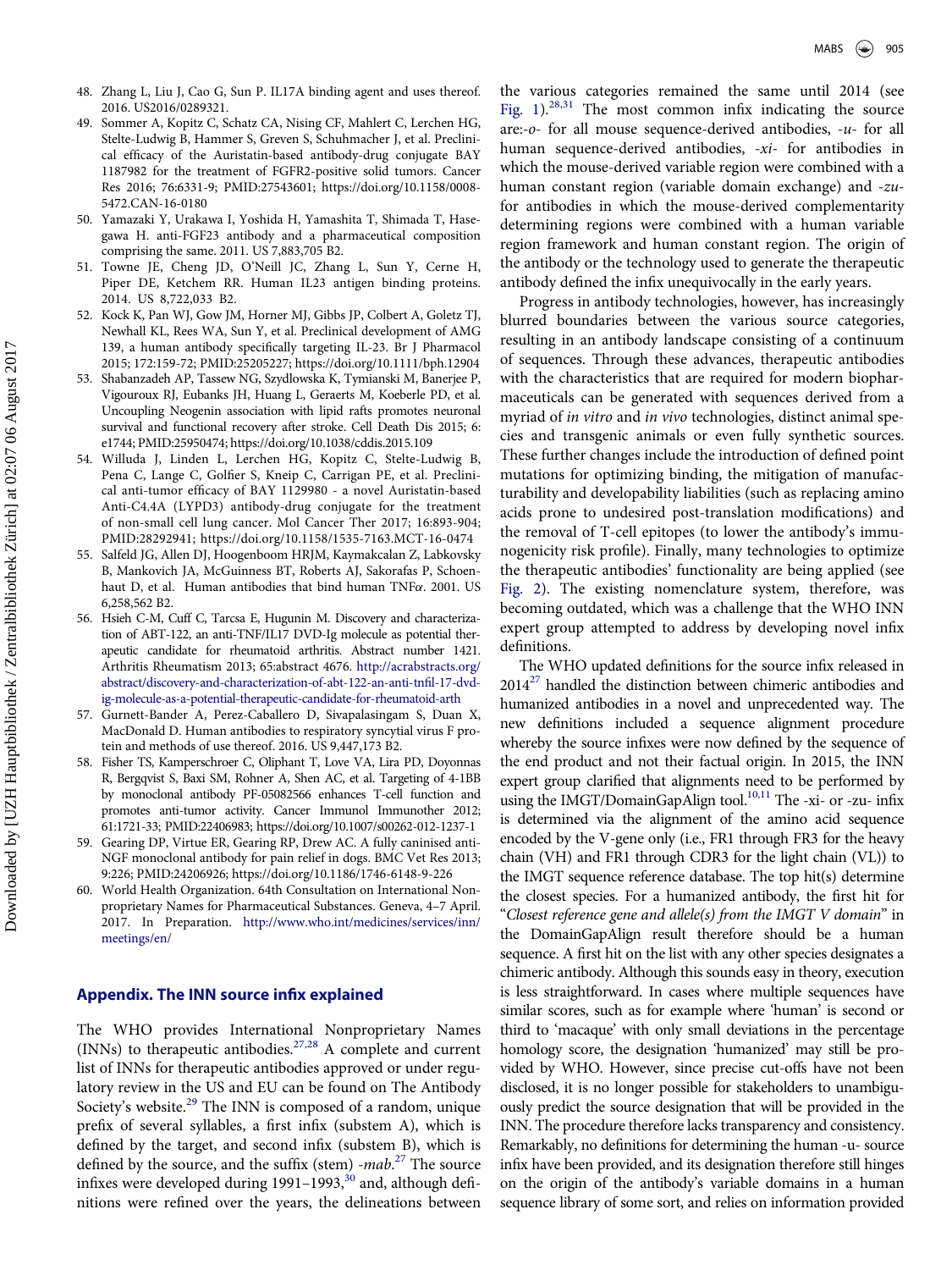48. Zhang L, Liu J, Cao G, Sun P. IL17A binding agent and uses thereof. 2016. US2016/0289321.
49. Sommer A, Kopitz C, Schatz CA, Nising CF, Mahlert C, Lerchen HG, Stelte-Ludwig B, Hammer S, Greven S, Schuhmacher J, et al. Preclinical efficacy of the Auristatin-based antibody-drug conjugate BAY 1187982 for the treatment of FGFR2-positive solid tumors. Cancer Res 2016; 76:6331-9; PMID:27543601; https://doi.org/10.1158/0008-5472.CAN-16-0180
50. Yamazaki Y, Urakawa I, Yoshida H, Yamashita T, Shimada T, Hasegawa H. anti-FGF23 antibody and a pharmaceutical composition comprising the same. 2011. US 7,883,705 B2.
51. Towne JE, Cheng JD, O'Neill JC, Zhang L, Sun Y, Cerne H, Piper DE, Ketchem RR. Human IL23 antigen binding proteins. 2014. US 8,722,033 B2.
52. Kock K, Pan WJ, Gow JM, Horner MJ, Gibbs JP, Colbert A, Goletz TJ, Newhall KL, Rees WA, Sun Y, et al. Preclinical development of AMG 139, a human antibody specifically targeting IL-23. Br J Pharmacol 2015; 172:159-72; PMID:25205227; https://doi.org/10.1111/bph.12904
53. Shabanzadeh AP, Tassew NG, Szydlowska K, Tymianski M, Banerjee P, Vigouroux RJ, Eubanks JH, Huang L, Geraerts M, Koeberle PD, et al. Uncoupling Neogenin association with lipid rafts promotes neuronal survival and functional recovery after stroke. Cell Death Dis 2015; 6: e1744; PMID:25950474; https://doi.org/10.1038/cddis.2015.109
54. Willuda J, Linden L, Lerchen HG, Kopitz C, Stelte-Ludwig B, Pena C, Lange C, Golfier S, Kneip C, Carrigan PE, et al. Preclinical anti-tumor efficacy of BAY 1129980 - a novel Auristatin-based Anti-C4.4A (LYPD3) antibody-drug conjugate for the treatment of non-small cell lung cancer. Mol Cancer Ther 2017; 16:893-904; PMID:28292941; https://doi.org/10.1158/1535-7163.MCT-16-0474
55. Salfeld JG, Allen DJ, Hoogenboom HRJM, Kaymakcalan Z, Labkovsky B, Mankovich JA, McGuinness BT, Roberts AJ, Sakorafas P, Schoenhaut D, et al. Human antibodies that bind human TNFα. 2001. US 6,258,562 B2.
56. Hsieh C-M, Cuff C, Tarcsa E, Hugunin M. Discovery and characterization of ABT-122, an anti-TNF/IL17 DVD-Ig molecule as potential therapeutic candidate for rheumatoid arthritis. Abstract number 1421. Arthritis Rheumatism 2013; 65:abstract 4676. http://acrabstracts.org/abstract/discovery-and-characterization-of-abt-122-an-anti-tnfil-17-dvd-ig-molecule-as-a-potential-therapeutic-candidate-for-rheumatoid-arth
57. Gurnett-Bander A, Perez-Caballero D, Sivapalasingam S, Duan X, MacDonald D. Human antibodies to respiratory syncytial virus F protein and methods of use thereof. 2016. US 9,447,173 B2.
58. Fisher TS, Kamperschroer C, Oliphant T, Love VA, Lira PD, Doyonnas R, Bergqvist S, Baxi SM, Rohner A, Shen AC, et al. Targeting of 4-1BB by monoclonal antibody PF-05082566 enhances T-cell function and promotes anti-tumor activity. Cancer Immunol Immunother 2012; 61:1721-33; PMID:22406983; https://doi.org/10.1007/s00262-012-1237-1
59. Gearing DP, Virtue ER, Gearing RP, Drew AC. A fully caninised anti-NGF monoclonal antibody for pain relief in dogs. BMC Vet Res 2013; 9:226; PMID:24206926; https://doi.org/10.1186/1746-6148-9-226
60. World Health Organization. 64th Consultation on International Nonproprietary Names for Pharmaceutical Substances. Geneva, 4–7 April. 2017. In Preparation. http://www.who.int/medicines/services/inn/meetings/en/

## Appendix. The INN source infix explained

The WHO provides International Nonproprietary Names (INNs) to therapeutic antibodies.[27,28] A complete and current list of INNs for therapeutic antibodies approved or under regulatory review in the US and EU can be found on The Antibody Society's website.[29] The INN is composed of a random, unique prefix of several syllables, a first infix (substem A), which is defined by the target, and second infix (substem B), which is defined by the source, and the suffix (stem) *-mab*.[27] The source infixes were developed during 1991–1993,[30] and, although definitions were refined over the years, the delineations between the various categories remained the same until 2014 (see Fig. 1).[28,31] The most common infix indicating the source are:*-o-* for all mouse sequence-derived antibodies, *-u-* for all human sequence-derived antibodies, *-xi-* for antibodies in which the mouse-derived variable region were combined with a human constant region (variable domain exchange) and *-zu-* for antibodies in which the mouse-derived complementarity determining regions were combined with a human variable region framework and human constant region. The origin of the antibody or the technology used to generate the therapeutic antibody defined the infix unequivocally in the early years.

Progress in antibody technologies, however, has increasingly blurred boundaries between the various source categories, resulting in an antibody landscape consisting of a continuum of sequences. Through these advances, therapeutic antibodies with the characteristics that are required for modern biopharmaceuticals can be generated with sequences derived from a myriad of *in vitro* and *in vivo* technologies, distinct animal species and transgenic animals or even fully synthetic sources. These further changes include the introduction of defined point mutations for optimizing binding, the mitigation of manufacturability and developability liabilities (such as replacing amino acids prone to undesired post-translation modifications) and the removal of T-cell epitopes (to lower the antibody's immunogenicity risk profile). Finally, many technologies to optimize the therapeutic antibodies' functionality are being applied (see Fig. 2). The existing nomenclature system, therefore, was becoming outdated, which was a challenge that the WHO INN expert group attempted to address by developing novel infix definitions.

The WHO updated definitions for the source infix released in 2014[27] handled the distinction between chimeric antibodies and humanized antibodies in a novel and unprecedented way. The new definitions included a sequence alignment procedure whereby the source infixes were now defined by the sequence of the end product and not their factual origin. In 2015, the INN expert group clarified that alignments need to be performed by using the IMGT/DomainGapAlign tool.[10,11] The -xi- or -zu- infix is determined via the alignment of the amino acid sequence encoded by the V-gene only (i.e., FR1 through FR3 for the heavy chain (VH) and FR1 through CDR3 for the light chain (VL)) to the IMGT sequence reference database. The top hit(s) determine the closest species. For a humanized antibody, the first hit for "*Closest reference gene and allele(s) from the IMGT V domain*" in the DomainGapAlign result therefore should be a human sequence. A first hit on the list with any other species designates a chimeric antibody. Although this sounds easy in theory, execution is less straightforward. In cases where multiple sequences have similar scores, such as for example where 'human' is second or third to 'macaque' with only small deviations in the percentage homology score, the designation 'humanized' may still be provided by WHO. However, since precise cut-offs have not been disclosed, it is no longer possible for stakeholders to unambiguously predict the source designation that will be provided in the INN. The procedure therefore lacks transparency and consistency. Remarkably, no definitions for determining the human -u- source infix have been provided, and its designation therefore still hinges on the origin of the antibody's variable domains in a human sequence library of some sort, and relies on information provided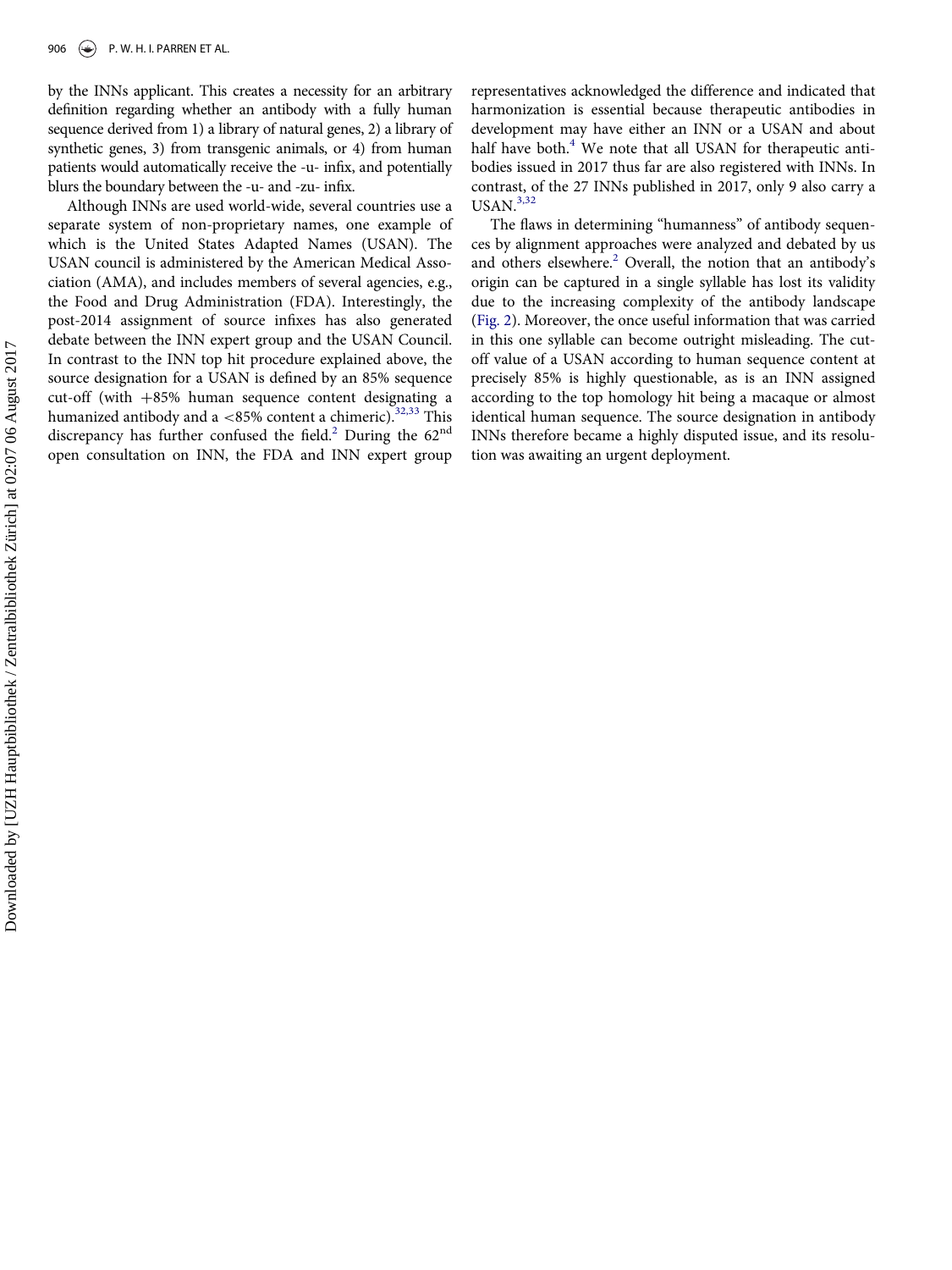by the INNs applicant. This creates a necessity for an arbitrary definition regarding whether an antibody with a fully human sequence derived from 1) a library of natural genes, 2) a library of synthetic genes, 3) from transgenic animals, or 4) from human patients would automatically receive the -u- infix, and potentially blurs the boundary between the -u- and -zu- infix.

Although INNs are used world-wide, several countries use a separate system of non-proprietary names, one example of which is the United States Adapted Names (USAN). The USAN council is administered by the American Medical Association (AMA), and includes members of several agencies, e.g., the Food and Drug Administration (FDA). Interestingly, the post-2014 assignment of source infixes has also generated debate between the INN expert group and the USAN Council. In contrast to the INN top hit procedure explained above, the source designation for a USAN is defined by an 85% sequence cut-off (with +85% human sequence content designating a humanized antibody and a <85% content a chimeric).[32,33] This discrepancy has further confused the field.[2] During the 62nd open consultation on INN, the FDA and INN expert group representatives acknowledged the difference and indicated that harmonization is essential because therapeutic antibodies in development may have either an INN or a USAN and about half have both.[4] We note that all USAN for therapeutic antibodies issued in 2017 thus far are also registered with INNs. In contrast, of the 27 INNs published in 2017, only 9 also carry a USAN.[3,32]

The flaws in determining "humanness" of antibody sequences by alignment approaches were analyzed and debated by us and others elsewhere.[2] Overall, the notion that an antibody's origin can be captured in a single syllable has lost its validity due to the increasing complexity of the antibody landscape (Fig. 2). Moreover, the once useful information that was carried in this one syllable can become outright misleading. The cut-off value of a USAN according to human sequence content at precisely 85% is highly questionable, as is an INN assigned according to the top homology hit being a macaque or almost identical human sequence. The source designation in antibody INNs therefore became a highly disputed issue, and its resolution was awaiting an urgent deployment.